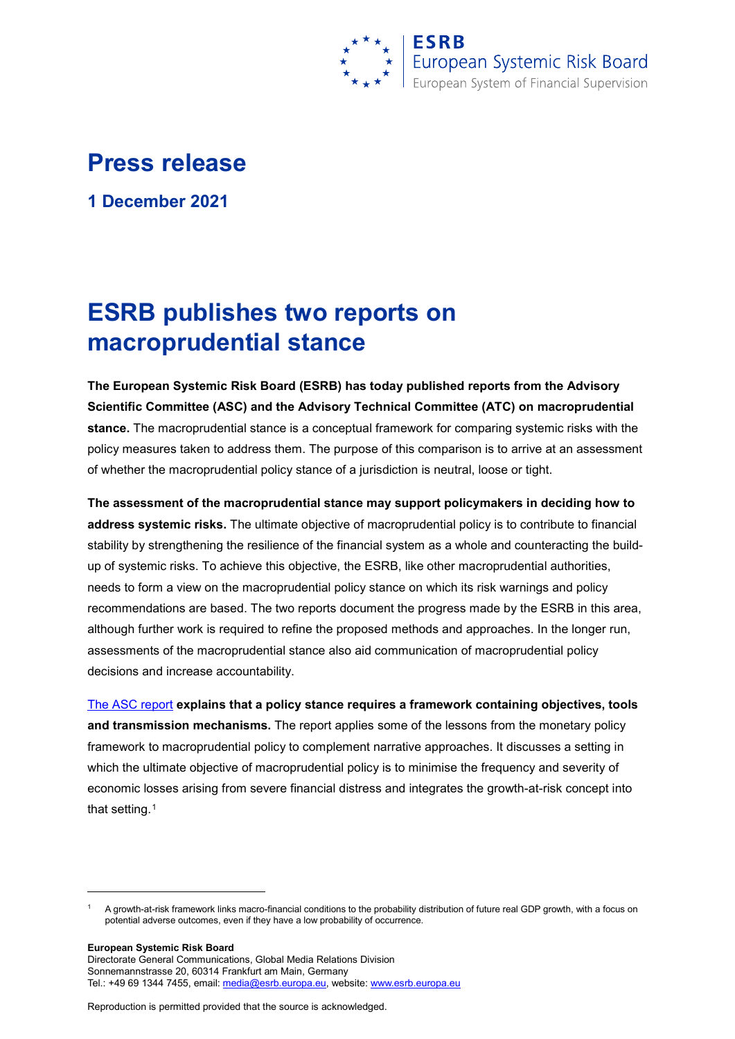# Press release

**1 December 2021**

# ESRB publishes two reports on macroprudential stance

**The European Systemic Risk Board (ESRB) has today published reports from the Advisory Scientific Committee (ASC) and the Advisory Technical Committee (ATC) on macroprudential stance.** The macroprudential stance is a conceptual framework for comparing systemic risks with the policy measures taken to address them. The purpose of this comparison is to arrive at an assessment of whether the macroprudential policy stance of a jurisdiction is neutral, loose or tight.

**The assessment of the macroprudential stance may support policymakers in deciding how to address systemic risks.** The ultimate objective of macroprudential policy is to contribute to financial stability by strengthening the resilience of the financial system as a whole and counteracting the build-up of systemic risks. To achieve this objective, the ESRB, like other macroprudential authorities, needs to form a view on the macroprudential policy stance on which its risk warnings and policy recommendations are based. The two reports document the progress made by the ESRB in this area, although further work is required to refine the proposed methods and approaches. In the longer run, assessments of the macroprudential stance also aid communication of macroprudential policy decisions and increase accountability.

The ASC report **explains that a policy stance requires a framework containing objectives, tools and transmission mechanisms.** The report applies some of the lessons from the monetary policy framework to macroprudential policy to complement narrative approaches. It discusses a setting in which the ultimate objective of macroprudential policy is to minimise the frequency and severity of economic losses arising from severe financial distress and integrates the growth-at-risk concept into that setting.[1]

[1] A growth-at-risk framework links macro-financial conditions to the probability distribution of future real GDP growth, with a focus on potential adverse outcomes, even if they have a low probability of occurrence.

**European Systemic Risk Board**
Directorate General Communications, Global Media Relations Division
Sonnemannstrasse 20, 60314 Frankfurt am Main, Germany
Tel.: +49 69 1344 7455, email: media@esrb.europa.eu, website: www.esrb.europa.eu

Reproduction is permitted provided that the source is acknowledged.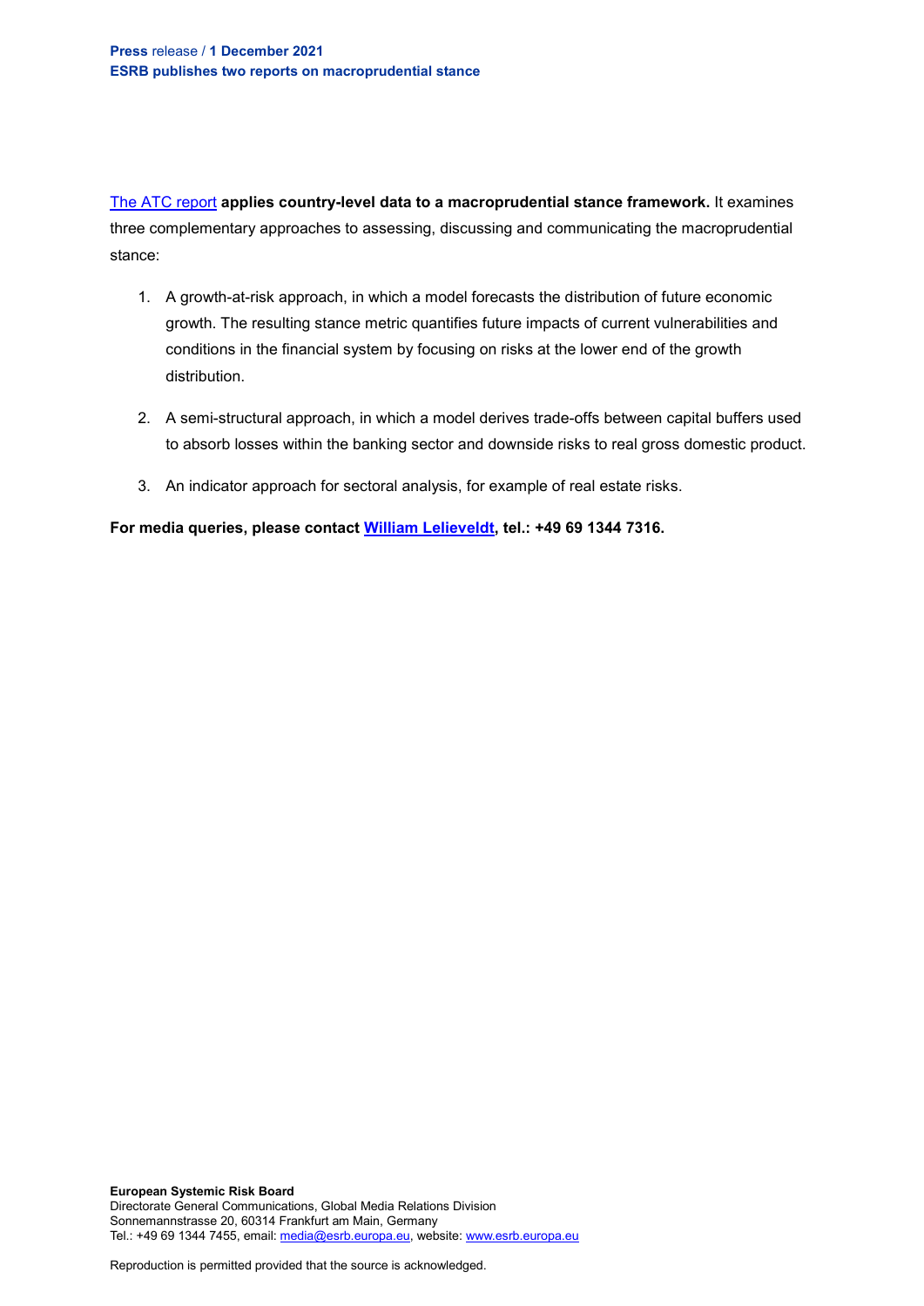The ATC report **applies country-level data to a macroprudential stance framework.** It examines three complementary approaches to assessing, discussing and communicating the macroprudential stance:

1. A growth-at-risk approach, in which a model forecasts the distribution of future economic growth. The resulting stance metric quantifies future impacts of current vulnerabilities and conditions in the financial system by focusing on risks at the lower end of the growth distribution.
2. A semi-structural approach, in which a model derives trade-offs between capital buffers used to absorb losses within the banking sector and downside risks to real gross domestic product.
3. An indicator approach for sectoral analysis, for example of real estate risks.

**For media queries, please contact William Lelieveldt, tel.: +49 69 1344 7316.**

**European Systemic Risk Board**
Directorate General Communications, Global Media Relations Division
Sonnemannstrasse 20, 60314 Frankfurt am Main, Germany
Tel.: +49 69 1344 7455, email: media@esrb.europa.eu, website: www.esrb.europa.eu

Reproduction is permitted provided that the source is acknowledged.